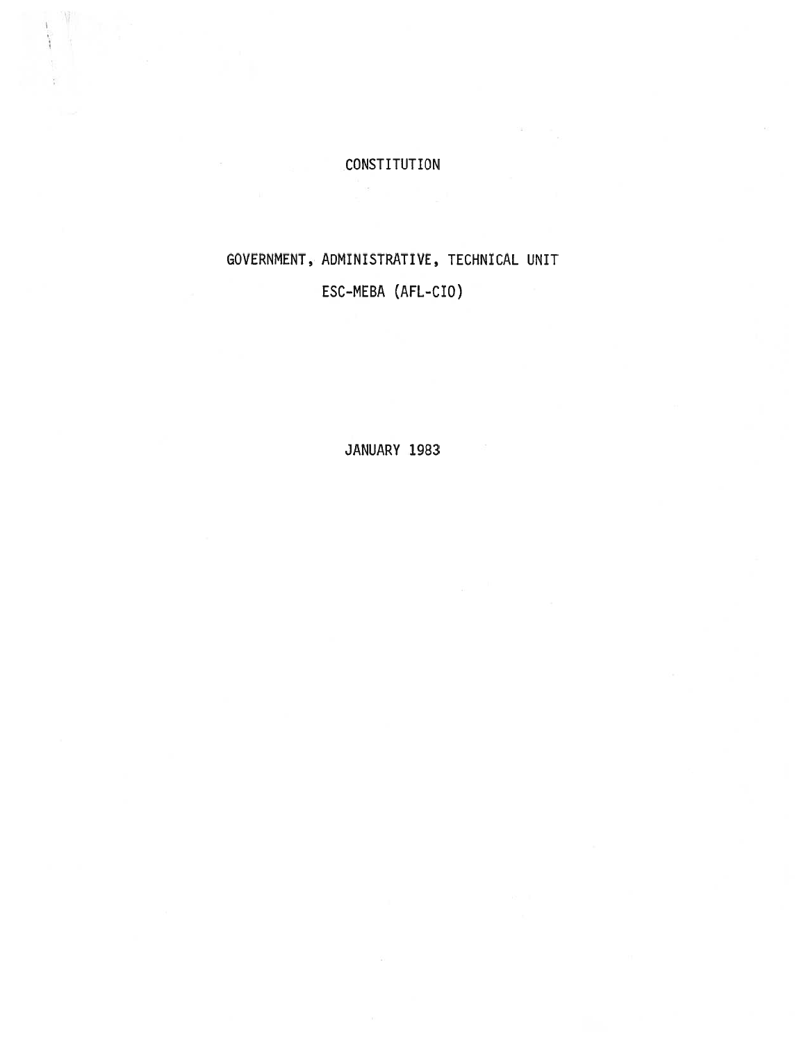# CONSTITUTION

## GOVERNMENT, ADMINISTRATIVE, TECHNICAL UNIT

## ESC-MEBA (AFL-CIO)

JANUARY 1983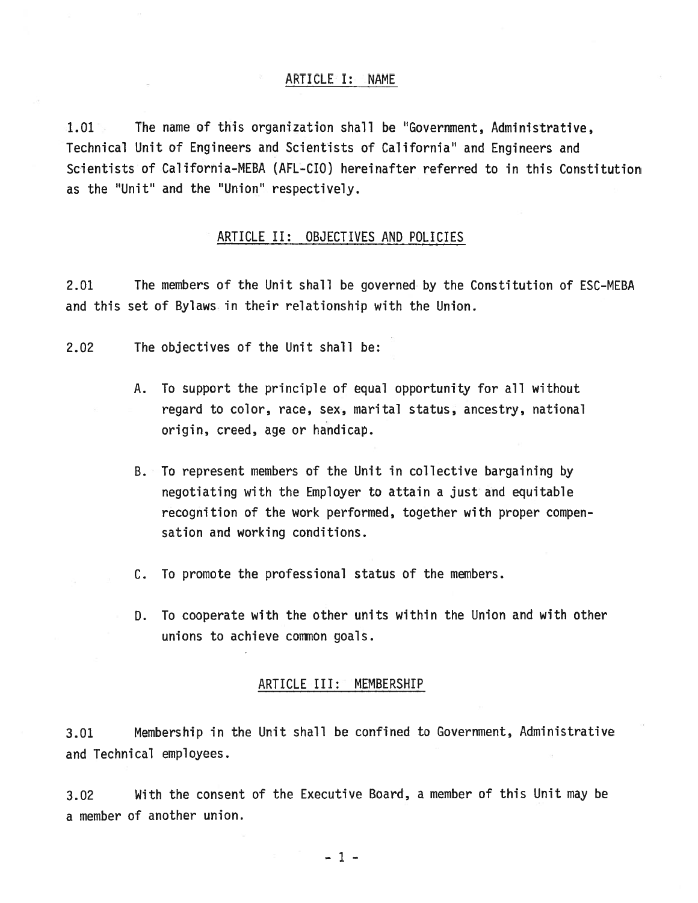## ARTICLE I: NAME

1.01 The name of this organization shall be "Government, Administrative, Technical Unit of Engineers and Scientists of California" and Engineers and Scientists of California-MEBA (AFL-CIO) hereinafter referred to in this Constitution as the "Unit" and the "Union" respectively.

## ARTICLE II: OBJECTIVES AND POLICIES

2.01 The members of the Unit shall be governed by the Constitution of ESC-MEBA and this set of Bylaws in their relationship with the Union.

2.02 The objectives of the Unit shall be:

A. To support the principle of equal opportunity for all without regard to color, race, sex, marital status, ancestry, national origin, creed, age or handicap.

B. To represent members of the Unit in collective bargaining by negotiating with the Employer to attain a just and equitable recognition of the work performed, together with proper compensation and working conditions.

C. To promote the professional status of the members.

D. To cooperate with the other units within the Union and with other unions to achieve common goals.

## ARTICLE III: MEMBERSHIP

3.01 Membership in the Unit shall be confined to Government, Administrative and Technical employees.

3.02 With the consent of the Executive Board, a member of this Unit may be a member of another union.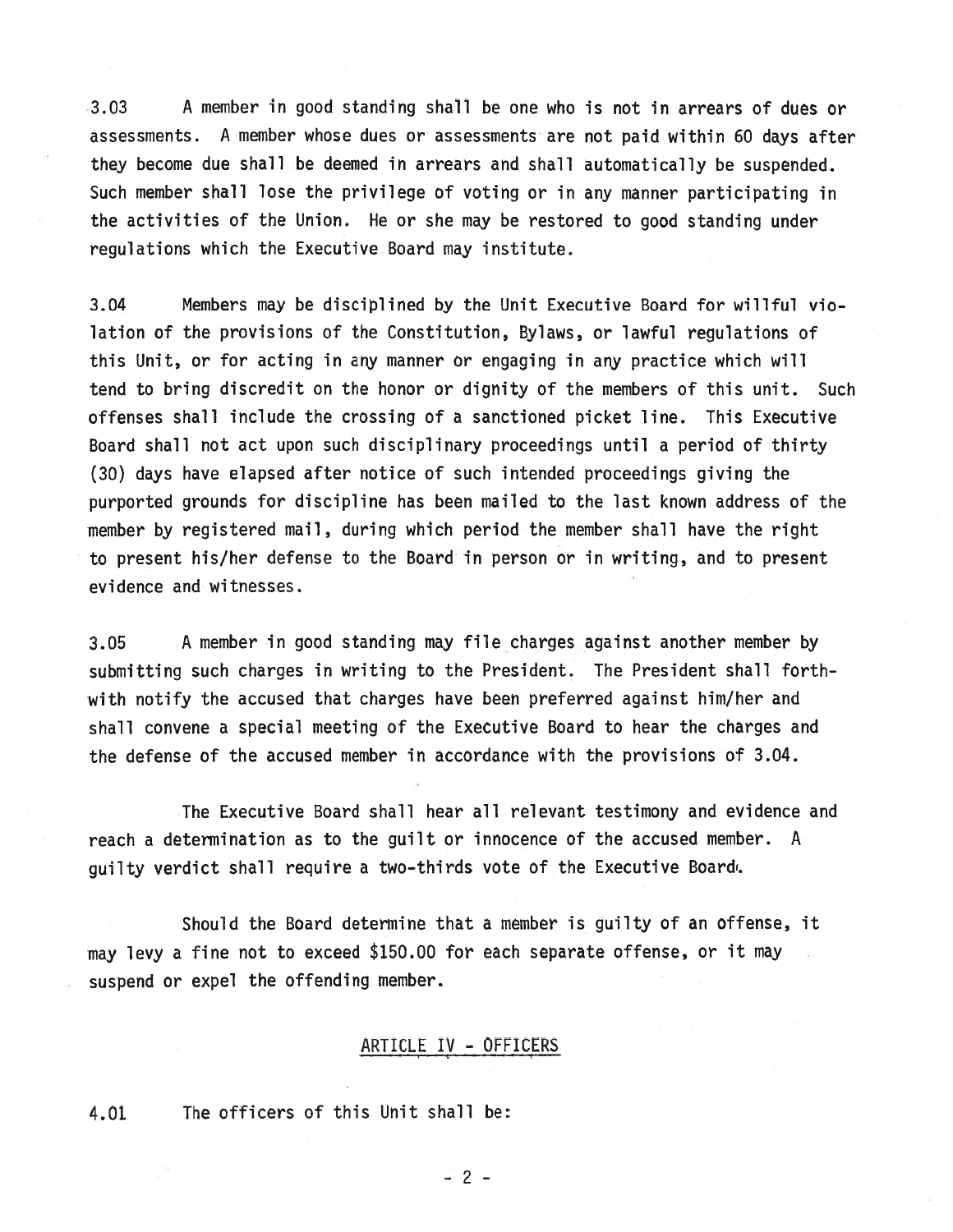3.03 A member in good standing shall be one who is not in arrears of dues or assessments. A member whose dues or assessments are not paid within 60 days after they become due shall be deemed in arrears and shall automatically be suspended. Such member shall lose the privilege of voting or in any manner participating in the activities of the Union. He or she may be restored to good standing under regulations which the Executive Board may institute.

3.04 Members may be disciplined by the Unit Executive Board for willful violation of the provisions of the Constitution, Bylaws, or lawful regulations of this Unit, or for acting in any manner or engaging in any practice which will tend to bring discredit on the honor or dignity of the members of this unit. Such offenses shall include the crossing of a sanctioned picket line. This Executive Board shall not act upon such disciplinary proceedings until a period of thirty (30) days have elapsed after notice of such intended proceedings giving the purported grounds for discipline has been mailed to the last known address of the member by registered mail, during which period the member shall have the right to present his/her defense to the Board in person or in writing, and to present evidence and witnesses.

3.05 A member in good standing may file charges against another member by submitting such charges in writing to the President. The President shall forthwith notify the accused that charges have been preferred against him/her and shall convene a special meeting of the Executive Board to hear the charges and the defense of the accused member in accordance with the provisions of 3.04.

The Executive Board shall hear all relevant testimony and evidence and reach a determination as to the guilt or innocence of the accused member. A guilty verdict shall require a two-thirds vote of the Executive Board.

Should the Board determine that a member is guilty of an offense, it may levy a fine not to exceed $150.00 for each separate offense, or it may suspend or expel the offending member.

## ARTICLE IV - OFFICERS

4.01 The officers of this Unit shall be: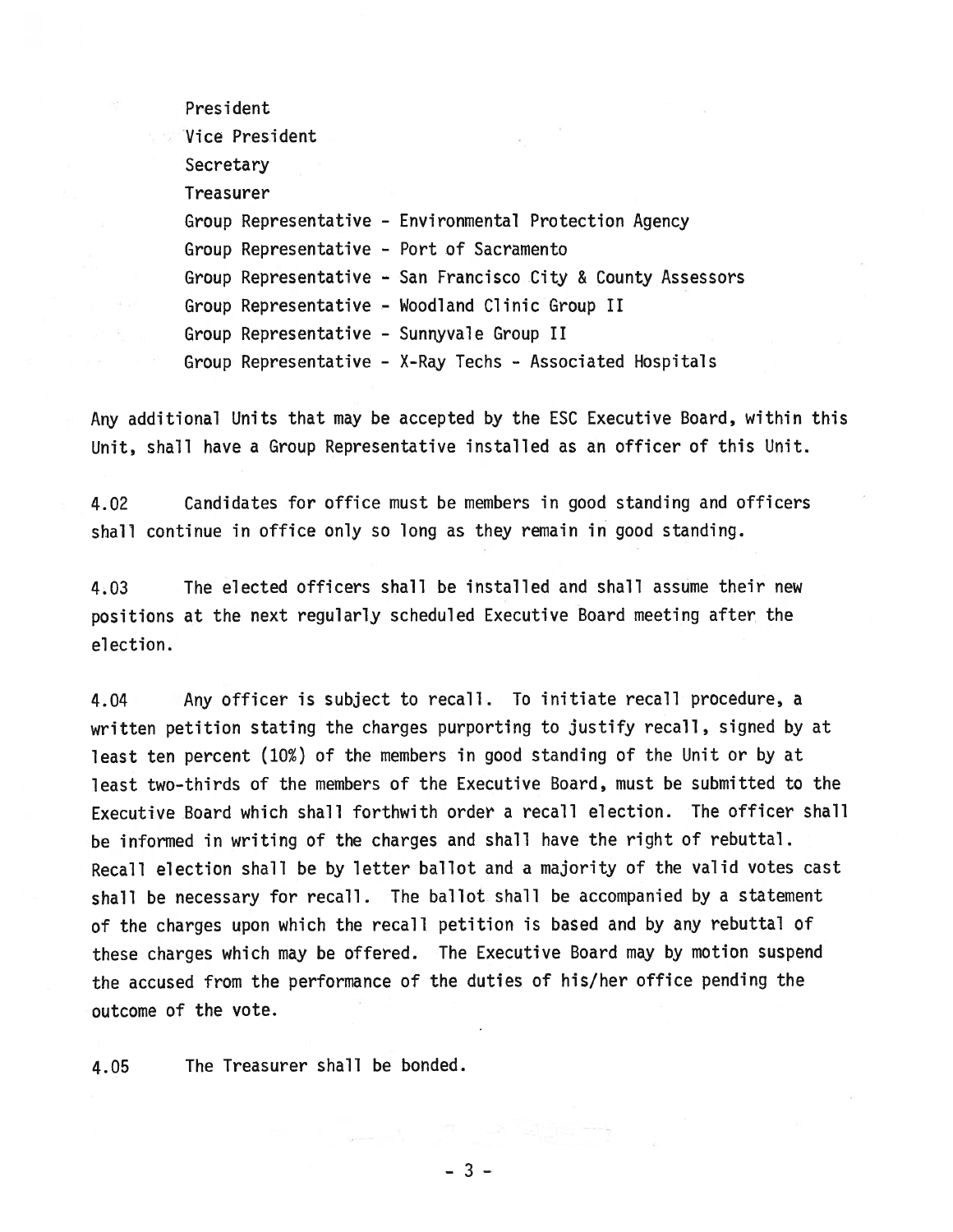President

Vice President

Secretary

Treasurer

Group Representative - Environmental Protection Agency

Group Representative - Port of Sacramento

Group Representative - San Francisco City & County Assessors

Group Representative - Woodland Clinic Group II

Group Representative - Sunnyvale Group II

Group Representative - X-Ray Techs - Associated Hospitals

Any additional Units that may be accepted by the ESC Executive Board, within this Unit, shall have a Group Representative installed as an officer of this Unit.

4.02 Candidates for office must be members in good standing and officers shall continue in office only so long as they remain in good standing.

4.03 The elected officers shall be installed and shall assume their new positions at the next regularly scheduled Executive Board meeting after the election.

4.04 Any officer is subject to recall. To initiate recall procedure, a written petition stating the charges purporting to justify recall, signed by at least ten percent (10%) of the members in good standing of the Unit or by at least two-thirds of the members of the Executive Board, must be submitted to the Executive Board which shall forthwith order a recall election. The officer shall be informed in writing of the charges and shall have the right of rebuttal. Recall election shall be by letter ballot and a majority of the valid votes cast shall be necessary for recall. The ballot shall be accompanied by a statement of the charges upon which the recall petition is based and by any rebuttal of these charges which may be offered. The Executive Board may by motion suspend the accused from the performance of the duties of his/her office pending the outcome of the vote.

4.05 The Treasurer shall be bonded.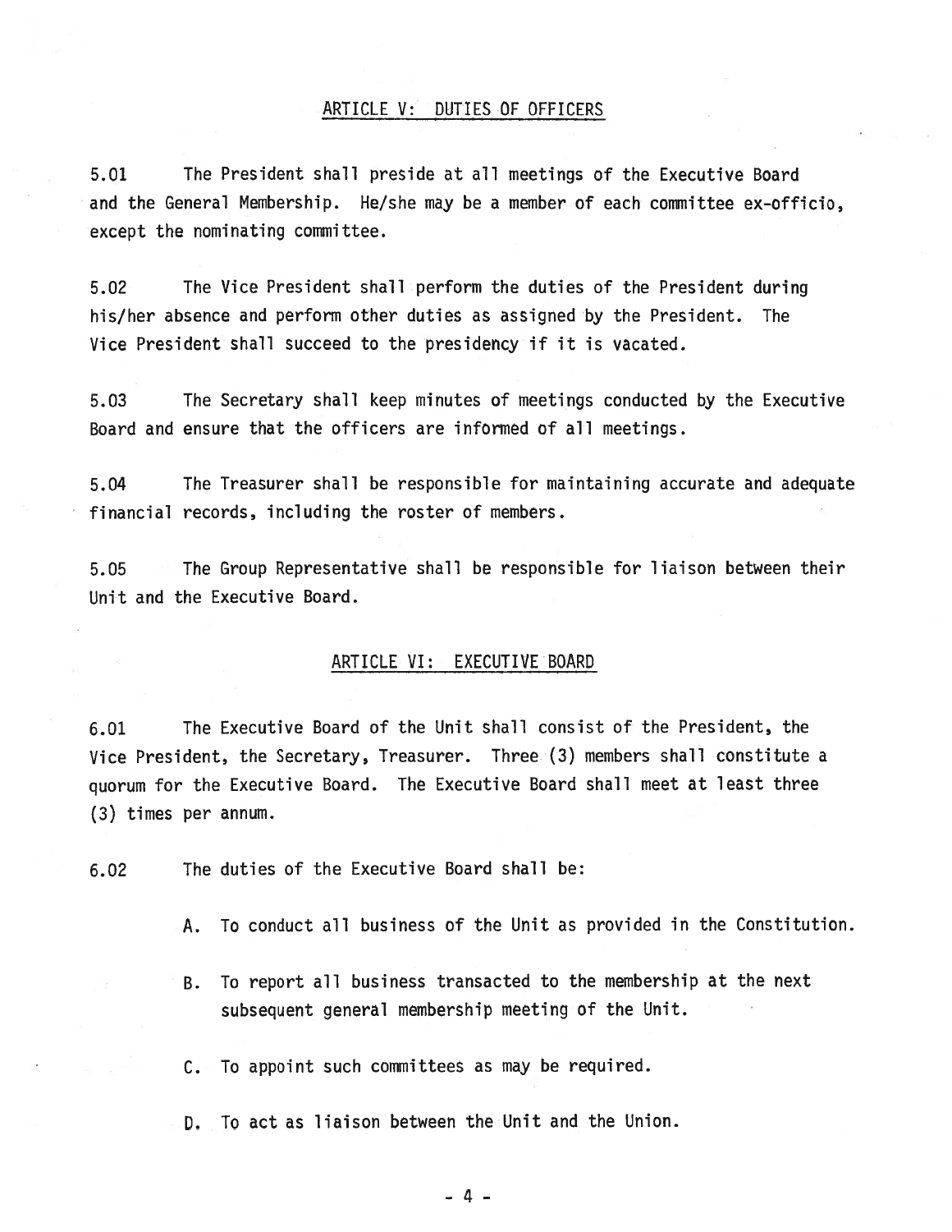## ARTICLE V: DUTIES OF OFFICERS

5.01 The President shall preside at all meetings of the Executive Board and the General Membership. He/she may be a member of each committee ex-officio, except the nominating committee.

5.02 The Vice President shall perform the duties of the President during his/her absence and perform other duties as assigned by the President. The Vice President shall succeed to the presidency if it is vacated.

5.03 The Secretary shall keep minutes of meetings conducted by the Executive Board and ensure that the officers are informed of all meetings.

5.04 The Treasurer shall be responsible for maintaining accurate and adequate financial records, including the roster of members.

5.05 The Group Representative shall be responsible for liaison between their Unit and the Executive Board.

## ARTICLE VI: EXECUTIVE BOARD

6.01 The Executive Board of the Unit shall consist of the President, the Vice President, the Secretary, Treasurer. Three (3) members shall constitute a quorum for the Executive Board. The Executive Board shall meet at least three (3) times per annum.

6.02 The duties of the Executive Board shall be:

A. To conduct all business of the Unit as provided in the Constitution.

B. To report all business transacted to the membership at the next subsequent general membership meeting of the Unit.

C. To appoint such committees as may be required.

D. To act as liaison between the Unit and the Union.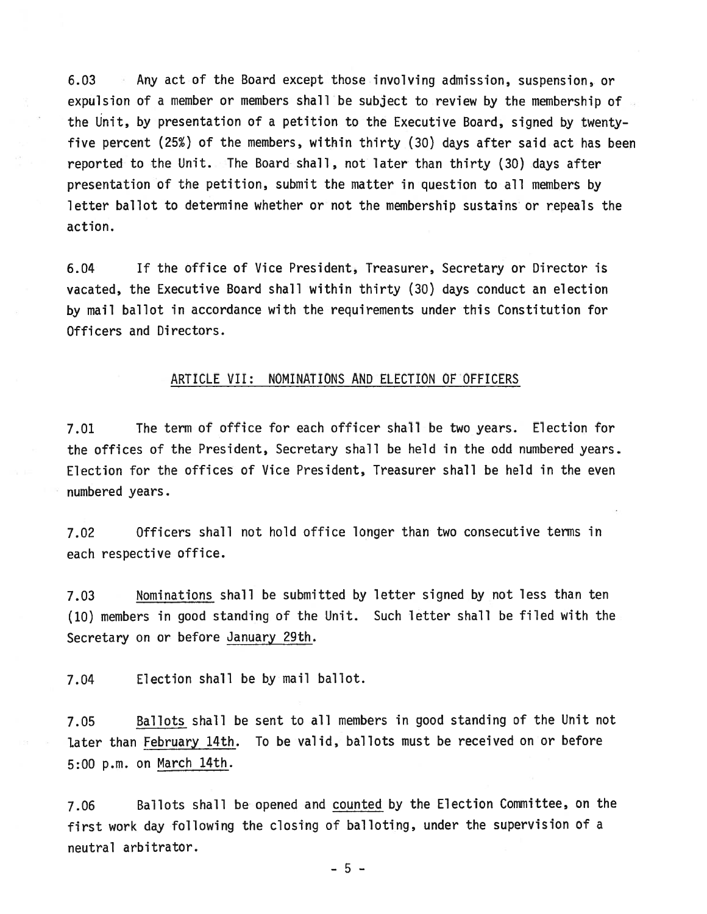6.03 Any act of the Board except those involving admission, suspension, or expulsion of a member or members shall be subject to review by the membership of the Unit, by presentation of a petition to the Executive Board, signed by twenty-five percent (25%) of the members, within thirty (30) days after said act has been reported to the Unit. The Board shall, not later than thirty (30) days after presentation of the petition, submit the matter in question to all members by letter ballot to determine whether or not the membership sustains or repeals the action.

6.04 If the office of Vice President, Treasurer, Secretary or Director is vacated, the Executive Board shall within thirty (30) days conduct an election by mail ballot in accordance with the requirements under this Constitution for Officers and Directors.

## ARTICLE VII: NOMINATIONS AND ELECTION OF OFFICERS

7.01 The term of office for each officer shall be two years. Election for the offices of the President, Secretary shall be held in the odd numbered years. Election for the offices of Vice President, Treasurer shall be held in the even numbered years.

7.02 Officers shall not hold office longer than two consecutive terms in each respective office.

7.03 Nominations shall be submitted by letter signed by not less than ten (10) members in good standing of the Unit. Such letter shall be filed with the Secretary on or before January 29th.

7.04 Election shall be by mail ballot.

7.05 Ballots shall be sent to all members in good standing of the Unit not later than February 14th. To be valid, ballots must be received on or before 5:00 p.m. on March 14th.

7.06 Ballots shall be opened and counted by the Election Committee, on the first work day following the closing of balloting, under the supervision of a neutral arbitrator.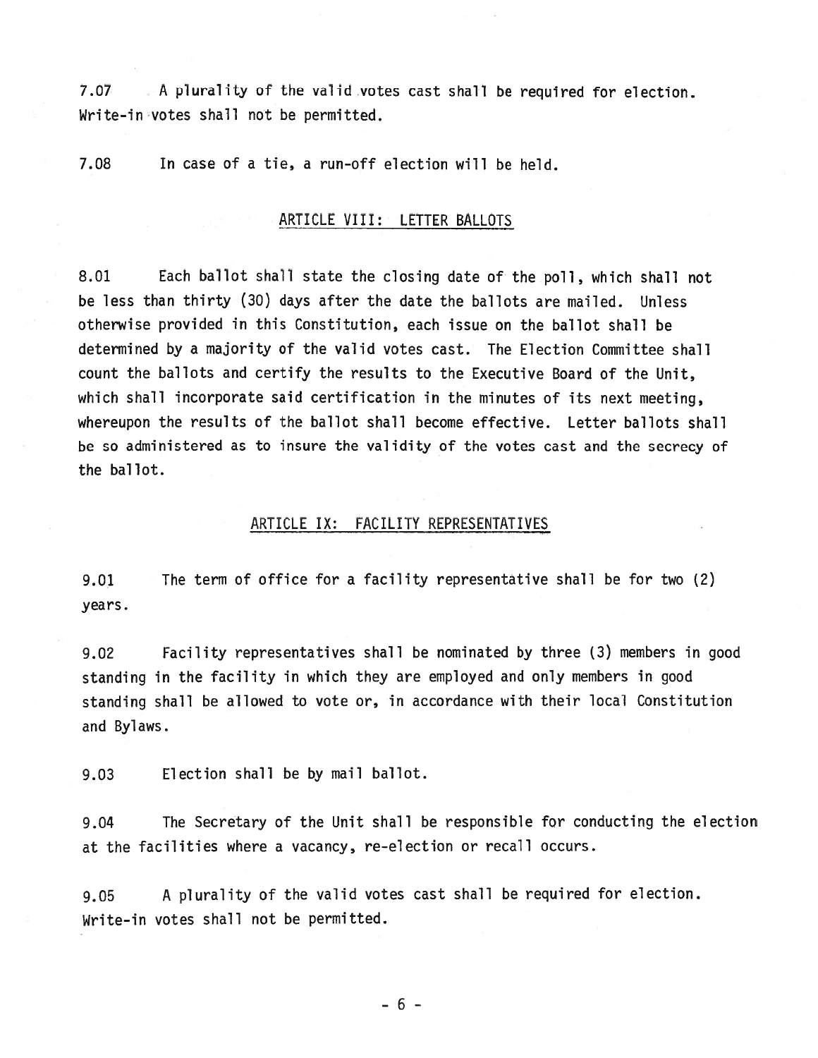7.07 A plurality of the valid votes cast shall be required for election. Write-in votes shall not be permitted.

7.08 In case of a tie, a run-off election will be held.

## ARTICLE VIII: LETTER BALLOTS

8.01 Each ballot shall state the closing date of the poll, which shall not be less than thirty (30) days after the date the ballots are mailed. Unless otherwise provided in this Constitution, each issue on the ballot shall be determined by a majority of the valid votes cast. The Election Committee shall count the ballots and certify the results to the Executive Board of the Unit, which shall incorporate said certification in the minutes of its next meeting, whereupon the results of the ballot shall become effective. Letter ballots shall be so administered as to insure the validity of the votes cast and the secrecy of the ballot.

## ARTICLE IX: FACILITY REPRESENTATIVES

9.01 The term of office for a facility representative shall be for two (2) years.

9.02 Facility representatives shall be nominated by three (3) members in good standing in the facility in which they are employed and only members in good standing shall be allowed to vote or, in accordance with their local Constitution and Bylaws.

9.03 Election shall be by mail ballot.

9.04 The Secretary of the Unit shall be responsible for conducting the election at the facilities where a vacancy, re-election or recall occurs.

9.05 A plurality of the valid votes cast shall be required for election. Write-in votes shall not be permitted.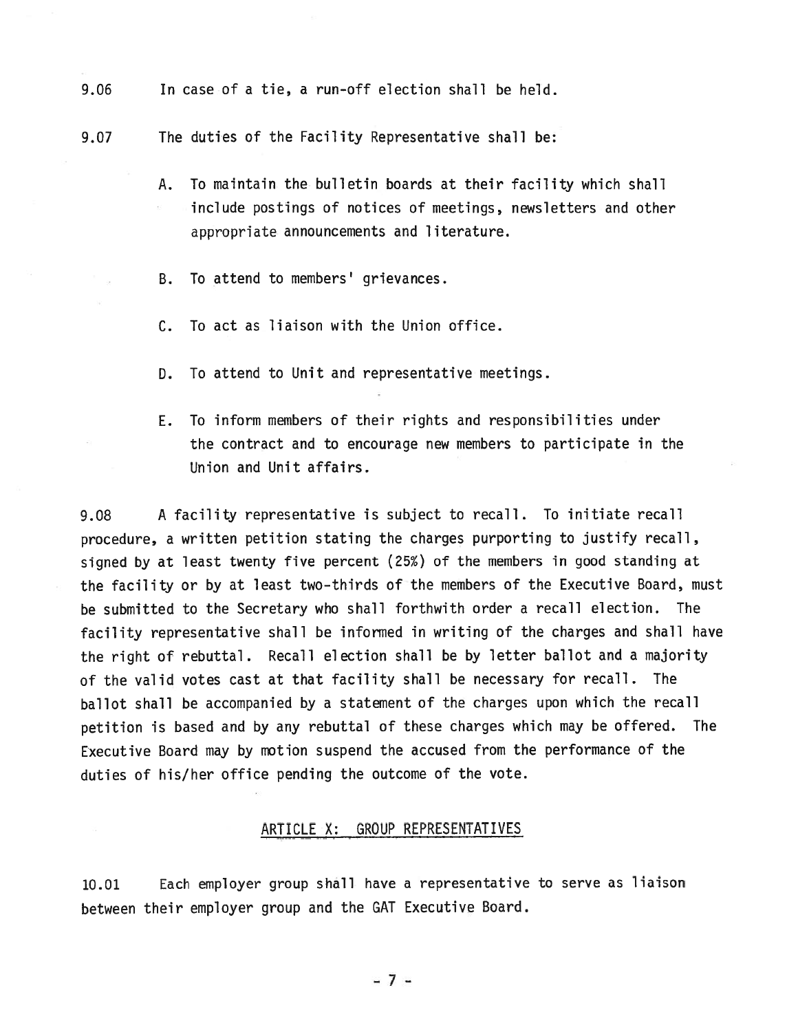9.06 In case of a tie, a run-off election shall be held.

9.07 The duties of the Facility Representative shall be:

A. To maintain the bulletin boards at their facility which shall include postings of notices of meetings, newsletters and other appropriate announcements and literature.

B. To attend to members' grievances.

C. To act as liaison with the Union office.

D. To attend to Unit and representative meetings.

E. To inform members of their rights and responsibilities under the contract and to encourage new members to participate in the Union and Unit affairs.

9.08 A facility representative is subject to recall. To initiate recall procedure, a written petition stating the charges purporting to justify recall, signed by at least twenty five percent (25%) of the members in good standing at the facility or by at least two-thirds of the members of the Executive Board, must be submitted to the Secretary who shall forthwith order a recall election. The facility representative shall be informed in writing of the charges and shall have the right of rebuttal. Recall election shall be by letter ballot and a majority of the valid votes cast at that facility shall be necessary for recall. The ballot shall be accompanied by a statement of the charges upon which the recall petition is based and by any rebuttal of these charges which may be offered. The Executive Board may by motion suspend the accused from the performance of the duties of his/her office pending the outcome of the vote.

## ARTICLE X: GROUP REPRESENTATIVES

10.01 Each employer group shall have a representative to serve as liaison between their employer group and the GAT Executive Board.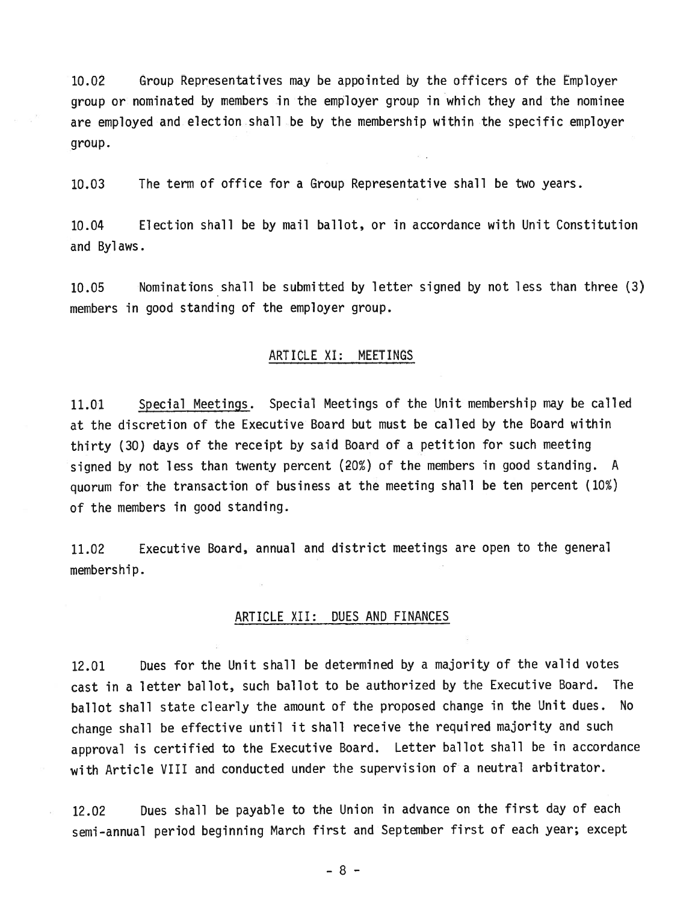10.02 Group Representatives may be appointed by the officers of the Employer group or nominated by members in the employer group in which they and the nominee are employed and election shall be by the membership within the specific employer group.

10.03 The term of office for a Group Representative shall be two years.

10.04 Election shall be by mail ballot, or in accordance with Unit Constitution and Bylaws.

10.05 Nominations shall be submitted by letter signed by not less than three (3) members in good standing of the employer group.

## ARTICLE XI: MEETINGS

11.01 Special Meetings. Special Meetings of the Unit membership may be called at the discretion of the Executive Board but must be called by the Board within thirty (30) days of the receipt by said Board of a petition for such meeting signed by not less than twenty percent (20%) of the members in good standing. A quorum for the transaction of business at the meeting shall be ten percent (10%) of the members in good standing.

11.02 Executive Board, annual and district meetings are open to the general membership.

## ARTICLE XII: DUES AND FINANCES

12.01 Dues for the Unit shall be determined by a majority of the valid votes cast in a letter ballot, such ballot to be authorized by the Executive Board. The ballot shall state clearly the amount of the proposed change in the Unit dues. No change shall be effective until it shall receive the required majority and such approval is certified to the Executive Board. Letter ballot shall be in accordance with Article VIII and conducted under the supervision of a neutral arbitrator.

12.02 Dues shall be payable to the Union in advance on the first day of each semi-annual period beginning March first and September first of each year; except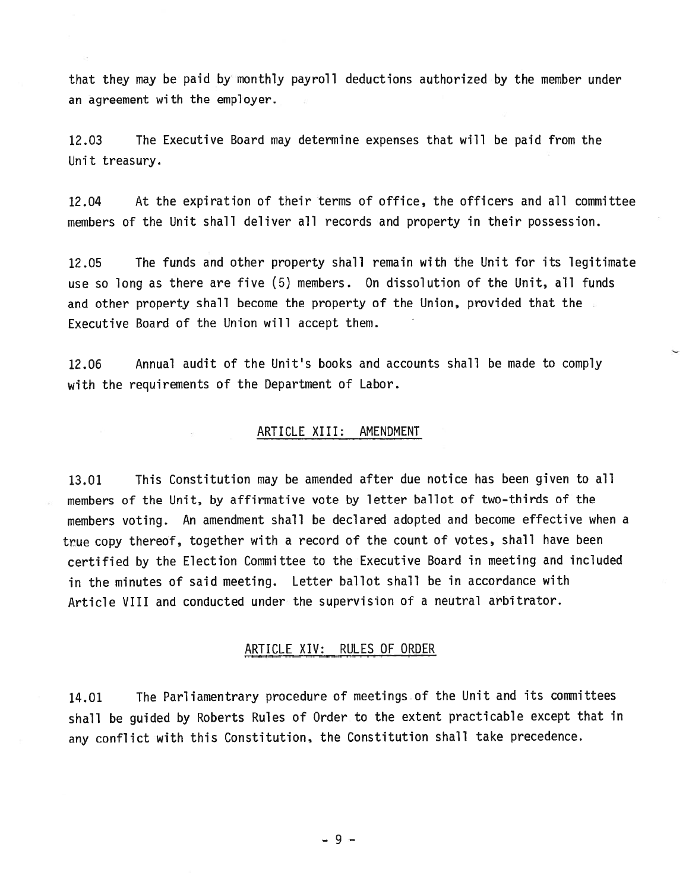that they may be paid by monthly payroll deductions authorized by the member under an agreement with the employer.

12.03 The Executive Board may determine expenses that will be paid from the Unit treasury.

12.04 At the expiration of their terms of office, the officers and all committee members of the Unit shall deliver all records and property in their possession.

12.05 The funds and other property shall remain with the Unit for its legitimate use so long as there are five (5) members. On dissolution of the Unit, all funds and other property shall become the property of the Union, provided that the Executive Board of the Union will accept them.

12.06 Annual audit of the Unit's books and accounts shall be made to comply with the requirements of the Department of Labor.

## ARTICLE XIII: AMENDMENT

13.01 This Constitution may be amended after due notice has been given to all members of the Unit, by affirmative vote by letter ballot of two-thirds of the members voting. An amendment shall be declared adopted and become effective when a true copy thereof, together with a record of the count of votes, shall have been certified by the Election Committee to the Executive Board in meeting and included in the minutes of said meeting. Letter ballot shall be in accordance with Article VIII and conducted under the supervision of a neutral arbitrator.

## ARTICLE XIV: RULES OF ORDER

14.01 The Parliamentrary procedure of meetings of the Unit and its committees shall be guided by Roberts Rules of Order to the extent practicable except that in any conflict with this Constitution, the Constitution shall take precedence.